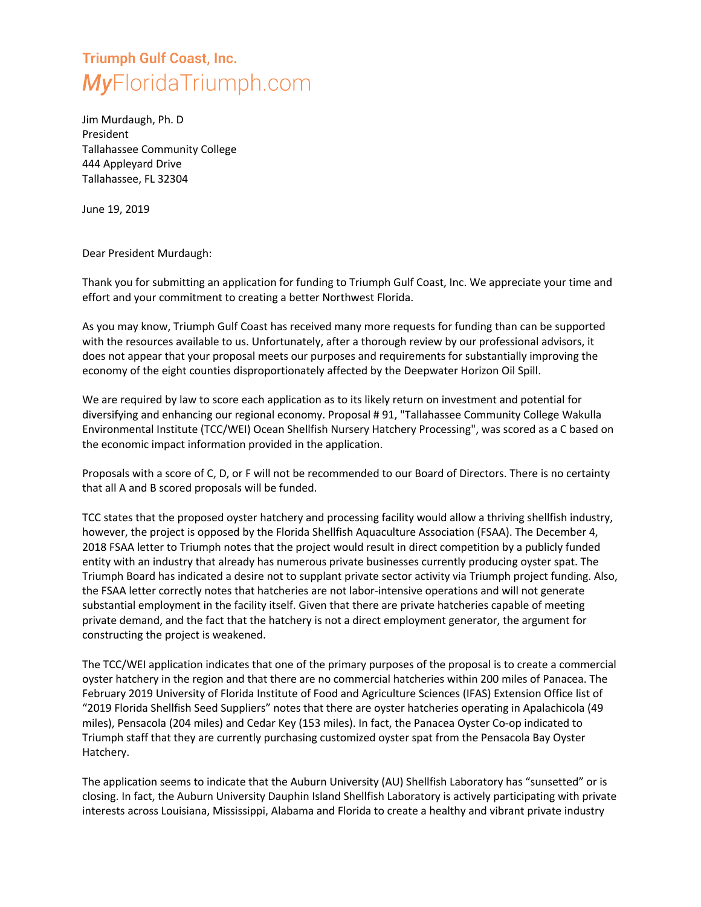**Triumph Gulf Coast, Inc.**
*My*FloridaTriumph.com

Jim Murdaugh, Ph. D
President
Tallahassee Community College
444 Appleyard Drive
Tallahassee, FL 32304

June 19, 2019

Dear President Murdaugh:

Thank you for submitting an application for funding to Triumph Gulf Coast, Inc. We appreciate your time and effort and your commitment to creating a better Northwest Florida.

As you may know, Triumph Gulf Coast has received many more requests for funding than can be supported with the resources available to us. Unfortunately, after a thorough review by our professional advisors, it does not appear that your proposal meets our purposes and requirements for substantially improving the economy of the eight counties disproportionately affected by the Deepwater Horizon Oil Spill.

We are required by law to score each application as to its likely return on investment and potential for diversifying and enhancing our regional economy. Proposal # 91, "Tallahassee Community College Wakulla Environmental Institute (TCC/WEI) Ocean Shellfish Nursery Hatchery Processing", was scored as a C based on the economic impact information provided in the application.

Proposals with a score of C, D, or F will not be recommended to our Board of Directors. There is no certainty that all A and B scored proposals will be funded.

TCC states that the proposed oyster hatchery and processing facility would allow a thriving shellfish industry, however, the project is opposed by the Florida Shellfish Aquaculture Association (FSAA). The December 4, 2018 FSAA letter to Triumph notes that the project would result in direct competition by a publicly funded entity with an industry that already has numerous private businesses currently producing oyster spat. The Triumph Board has indicated a desire not to supplant private sector activity via Triumph project funding. Also, the FSAA letter correctly notes that hatcheries are not labor-intensive operations and will not generate substantial employment in the facility itself. Given that there are private hatcheries capable of meeting private demand, and the fact that the hatchery is not a direct employment generator, the argument for constructing the project is weakened.

The TCC/WEI application indicates that one of the primary purposes of the proposal is to create a commercial oyster hatchery in the region and that there are no commercial hatcheries within 200 miles of Panacea. The February 2019 University of Florida Institute of Food and Agriculture Sciences (IFAS) Extension Office list of “2019 Florida Shellfish Seed Suppliers” notes that there are oyster hatcheries operating in Apalachicola (49 miles), Pensacola (204 miles) and Cedar Key (153 miles). In fact, the Panacea Oyster Co-op indicated to Triumph staff that they are currently purchasing customized oyster spat from the Pensacola Bay Oyster Hatchery.

The application seems to indicate that the Auburn University (AU) Shellfish Laboratory has “sunsetted” or is closing. In fact, the Auburn University Dauphin Island Shellfish Laboratory is actively participating with private interests across Louisiana, Mississippi, Alabama and Florida to create a healthy and vibrant private industry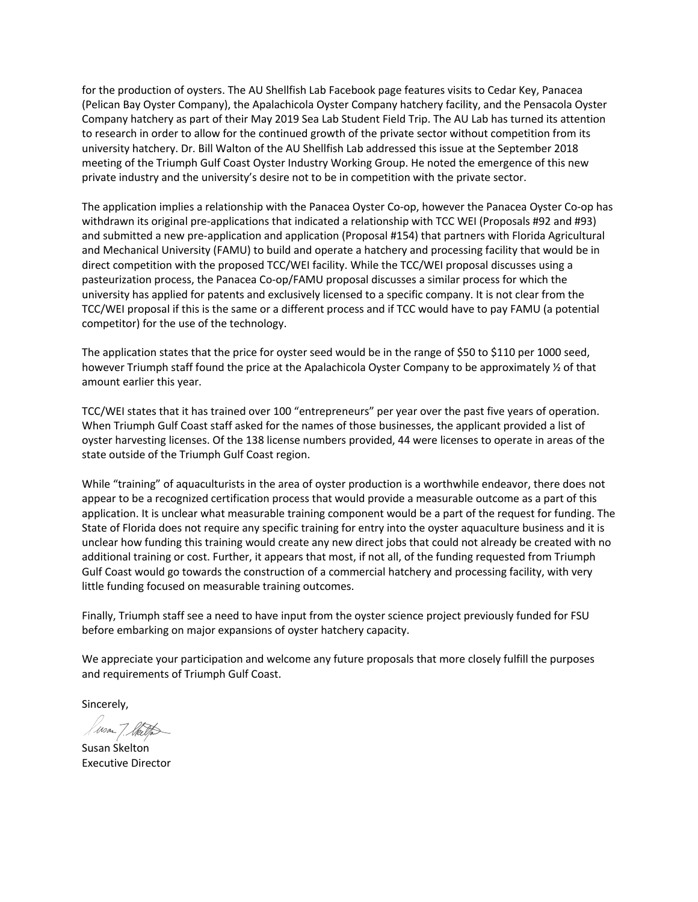for the production of oysters. The AU Shellfish Lab Facebook page features visits to Cedar Key, Panacea (Pelican Bay Oyster Company), the Apalachicola Oyster Company hatchery facility, and the Pensacola Oyster Company hatchery as part of their May 2019 Sea Lab Student Field Trip. The AU Lab has turned its attention to research in order to allow for the continued growth of the private sector without competition from its university hatchery. Dr. Bill Walton of the AU Shellfish Lab addressed this issue at the September 2018 meeting of the Triumph Gulf Coast Oyster Industry Working Group. He noted the emergence of this new private industry and the university's desire not to be in competition with the private sector.

The application implies a relationship with the Panacea Oyster Co-op, however the Panacea Oyster Co-op has withdrawn its original pre-applications that indicated a relationship with TCC WEI (Proposals #92 and #93) and submitted a new pre-application and application (Proposal #154) that partners with Florida Agricultural and Mechanical University (FAMU) to build and operate a hatchery and processing facility that would be in direct competition with the proposed TCC/WEI facility. While the TCC/WEI proposal discusses using a pasteurization process, the Panacea Co-op/FAMU proposal discusses a similar process for which the university has applied for patents and exclusively licensed to a specific company. It is not clear from the TCC/WEI proposal if this is the same or a different process and if TCC would have to pay FAMU (a potential competitor) for the use of the technology.

The application states that the price for oyster seed would be in the range of $50 to $110 per 1000 seed, however Triumph staff found the price at the Apalachicola Oyster Company to be approximately ½ of that amount earlier this year.

TCC/WEI states that it has trained over 100 "entrepreneurs" per year over the past five years of operation. When Triumph Gulf Coast staff asked for the names of those businesses, the applicant provided a list of oyster harvesting licenses. Of the 138 license numbers provided, 44 were licenses to operate in areas of the state outside of the Triumph Gulf Coast region.

While "training" of aquaculturists in the area of oyster production is a worthwhile endeavor, there does not appear to be a recognized certification process that would provide a measurable outcome as a part of this application. It is unclear what measurable training component would be a part of the request for funding. The State of Florida does not require any specific training for entry into the oyster aquaculture business and it is unclear how funding this training would create any new direct jobs that could not already be created with no additional training or cost. Further, it appears that most, if not all, of the funding requested from Triumph Gulf Coast would go towards the construction of a commercial hatchery and processing facility, with very little funding focused on measurable training outcomes.

Finally, Triumph staff see a need to have input from the oyster science project previously funded for FSU before embarking on major expansions of oyster hatchery capacity.

We appreciate your participation and welcome any future proposals that more closely fulfill the purposes and requirements of Triumph Gulf Coast.

Sincerely,

Susan Skelton
Executive Director